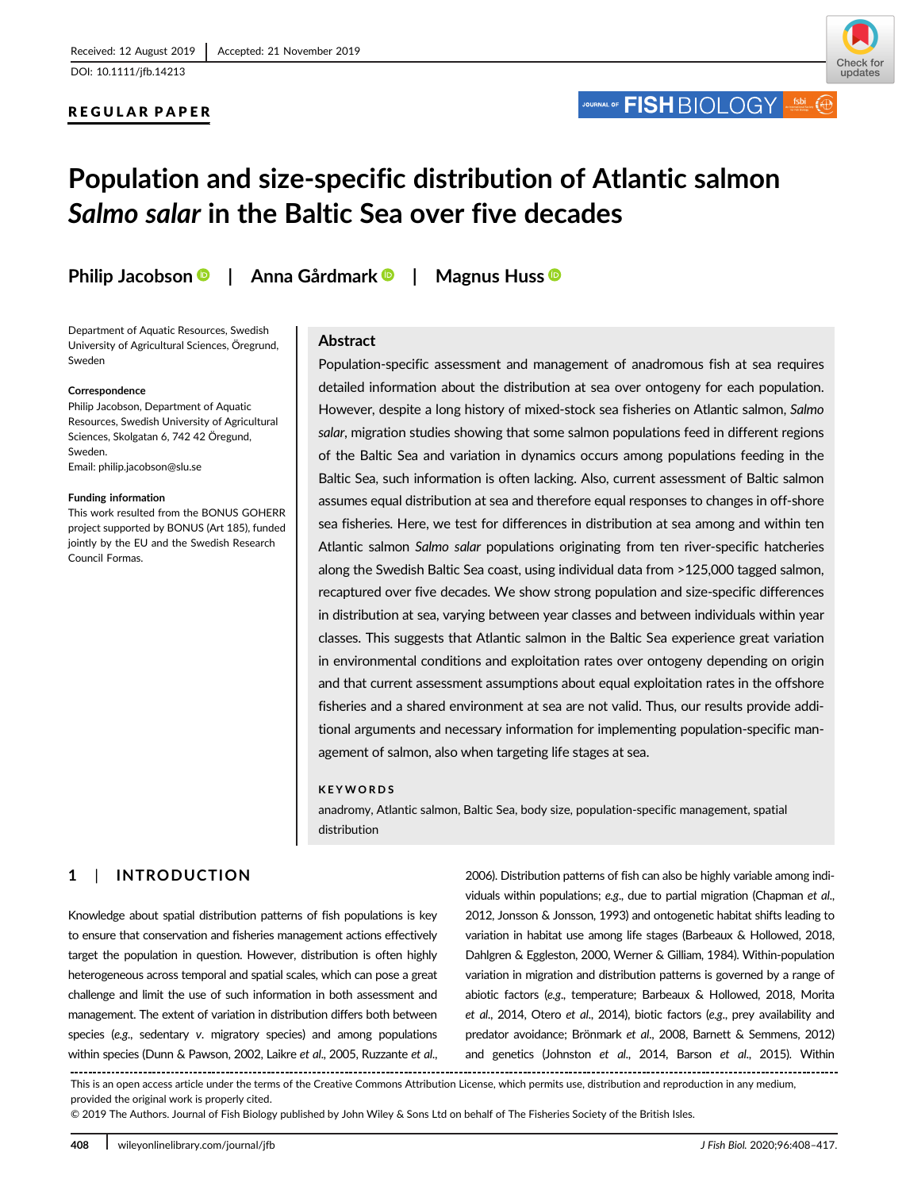Received: 12 August 2019 | Accepted: 21 November 2019

DOI: 10.1111/jfb.14213

**REGULAR PAPER**

# Population and size-specific distribution of Atlantic salmon *Salmo salar* in the Baltic Sea over five decades

**Philip Jacobson | Anna Gårdmark | Magnus Huss**

Department of Aquatic Resources, Swedish University of Agricultural Sciences, Öregrund, Sweden

**Correspondence**
Philip Jacobson, Department of Aquatic Resources, Swedish University of Agricultural Sciences, Skolgatan 6, 742 42 Öregund, Sweden.
Email: philip.jacobson@slu.se

**Funding information**
This work resulted from the BONUS GOHERR project supported by BONUS (Art 185), funded jointly by the EU and the Swedish Research Council Formas.

## Abstract

Population-specific assessment and management of anadromous fish at sea requires detailed information about the distribution at sea over ontogeny for each population. However, despite a long history of mixed-stock sea fisheries on Atlantic salmon, *Salmo salar*, migration studies showing that some salmon populations feed in different regions of the Baltic Sea and variation in dynamics occurs among populations feeding in the Baltic Sea, such information is often lacking. Also, current assessment of Baltic salmon assumes equal distribution at sea and therefore equal responses to changes in off-shore sea fisheries. Here, we test for differences in distribution at sea among and within ten Atlantic salmon *Salmo salar* populations originating from ten river-specific hatcheries along the Swedish Baltic Sea coast, using individual data from >125,000 tagged salmon, recaptured over five decades. We show strong population and size-specific differences in distribution at sea, varying between year classes and between individuals within year classes. This suggests that Atlantic salmon in the Baltic Sea experience great variation in environmental conditions and exploitation rates over ontogeny depending on origin and that current assessment assumptions about equal exploitation rates in the offshore fisheries and a shared environment at sea are not valid. Thus, our results provide additional arguments and necessary information for implementing population-specific management of salmon, also when targeting life stages at sea.

**KEYWORDS**

anadromy, Atlantic salmon, Baltic Sea, body size, population-specific management, spatial distribution

## 1 | INTRODUCTION

Knowledge about spatial distribution patterns of fish populations is key to ensure that conservation and fisheries management actions effectively target the population in question. However, distribution is often highly heterogeneous across temporal and spatial scales, which can pose a great challenge and limit the use of such information in both assessment and management. The extent of variation in distribution differs both between species (*e.g.*, sedentary *v.* migratory species) and among populations within species (Dunn & Pawson, 2002, Laikre *et al.*, 2005, Ruzzante *et al.*, 2006). Distribution patterns of fish can also be highly variable among individuals within populations; *e.g.*, due to partial migration (Chapman *et al.*, 2012, Jonsson & Jonsson, 1993) and ontogenetic habitat shifts leading to variation in habitat use among life stages (Barbeaux & Hollowed, 2018, Dahlgren & Eggleston, 2000, Werner & Gilliam, 1984). Within-population variation in migration and distribution patterns is governed by a range of abiotic factors (*e.g.*, temperature; Barbeaux & Hollowed, 2018, Morita *et al.*, 2014, Otero *et al.*, 2014), biotic factors (*e.g.*, prey availability and predator avoidance; Brönmark *et al.*, 2008, Barnett & Semmens, 2012) and genetics (Johnston *et al.*, 2014, Barson *et al.*, 2015). Within

This is an open access article under the terms of the Creative Commons Attribution License, which permits use, distribution and reproduction in any medium, provided the original work is properly cited.
© 2019 The Authors. Journal of Fish Biology published by John Wiley & Sons Ltd on behalf of The Fisheries Society of the British Isles.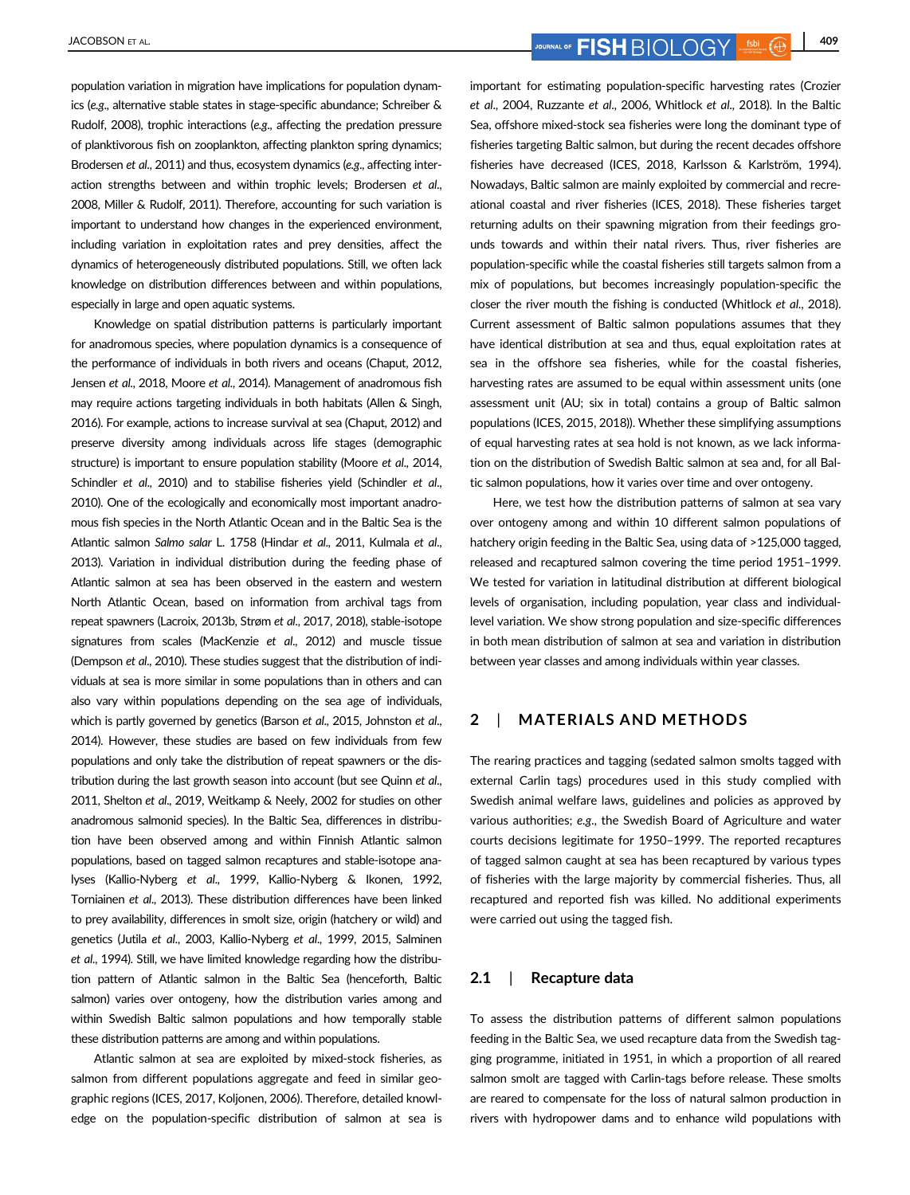population variation in migration have implications for population dynamics (*e.g.*, alternative stable states in stage-specific abundance; Schreiber & Rudolf, 2008), trophic interactions (*e.g.*, affecting the predation pressure of planktivorous fish on zooplankton, affecting plankton spring dynamics; Brodersen *et al.*, 2011) and thus, ecosystem dynamics (*e.g.*, affecting interaction strengths between and within trophic levels; Brodersen *et al.*, 2008, Miller & Rudolf, 2011). Therefore, accounting for such variation is important to understand how changes in the experienced environment, including variation in exploitation rates and prey densities, affect the dynamics of heterogeneously distributed populations. Still, we often lack knowledge on distribution differences between and within populations, especially in large and open aquatic systems.

Knowledge on spatial distribution patterns is particularly important for anadromous species, where population dynamics is a consequence of the performance of individuals in both rivers and oceans (Chaput, 2012, Jensen *et al.*, 2018, Moore *et al.*, 2014). Management of anadromous fish may require actions targeting individuals in both habitats (Allen & Singh, 2016). For example, actions to increase survival at sea (Chaput, 2012) and preserve diversity among individuals across life stages (demographic structure) is important to ensure population stability (Moore *et al.*, 2014, Schindler *et al.*, 2010) and to stabilise fisheries yield (Schindler *et al.*, 2010). One of the ecologically and economically most important anadromous fish species in the North Atlantic Ocean and in the Baltic Sea is the Atlantic salmon *Salmo salar* L. 1758 (Hindar *et al.*, 2011, Kulmala *et al.*, 2013). Variation in individual distribution during the feeding phase of Atlantic salmon at sea has been observed in the eastern and western North Atlantic Ocean, based on information from archival tags from repeat spawners (Lacroix, 2013b, Strøm *et al.*, 2017, 2018), stable-isotope signatures from scales (MacKenzie *et al.*, 2012) and muscle tissue (Dempson *et al.*, 2010). These studies suggest that the distribution of individuals at sea is more similar in some populations than in others and can also vary within populations depending on the sea age of individuals, which is partly governed by genetics (Barson *et al.*, 2015, Johnston *et al.*, 2014). However, these studies are based on few individuals from few populations and only take the distribution of repeat spawners or the distribution during the last growth season into account (but see Quinn *et al.*, 2011, Shelton *et al.*, 2019, Weitkamp & Neely, 2002 for studies on other anadromous salmonid species). In the Baltic Sea, differences in distribution have been observed among and within Finnish Atlantic salmon populations, based on tagged salmon recaptures and stable-isotope analyses (Kallio-Nyberg *et al.*, 1999, Kallio-Nyberg & Ikonen, 1992, Torniainen *et al.*, 2013). These distribution differences have been linked to prey availability, differences in smolt size, origin (hatchery or wild) and genetics (Jutila *et al.*, 2003, Kallio-Nyberg *et al.*, 1999, 2015, Salminen *et al.*, 1994). Still, we have limited knowledge regarding how the distribution pattern of Atlantic salmon in the Baltic Sea (henceforth, Baltic salmon) varies over ontogeny, how the distribution varies among and within Swedish Baltic salmon populations and how temporally stable these distribution patterns are among and within populations.

Atlantic salmon at sea are exploited by mixed-stock fisheries, as salmon from different populations aggregate and feed in similar geographic regions (ICES, 2017, Koljonen, 2006). Therefore, detailed knowledge on the population-specific distribution of salmon at sea is important for estimating population-specific harvesting rates (Crozier *et al.*, 2004, Ruzzante *et al.*, 2006, Whitlock *et al.*, 2018). In the Baltic Sea, offshore mixed-stock sea fisheries were long the dominant type of fisheries targeting Baltic salmon, but during the recent decades offshore fisheries have decreased (ICES, 2018, Karlsson & Karlström, 1994). Nowadays, Baltic salmon are mainly exploited by commercial and recreational coastal and river fisheries (ICES, 2018). These fisheries target returning adults on their spawning migration from their feedings grounds towards and within their natal rivers. Thus, river fisheries are population-specific while the coastal fisheries still targets salmon from a mix of populations, but becomes increasingly population-specific the closer the river mouth the fishing is conducted (Whitlock *et al.*, 2018). Current assessment of Baltic salmon populations assumes that they have identical distribution at sea and thus, equal exploitation rates at sea in the offshore sea fisheries, while for the coastal fisheries, harvesting rates are assumed to be equal within assessment units (one assessment unit (AU; six in total) contains a group of Baltic salmon populations (ICES, 2015, 2018)). Whether these simplifying assumptions of equal harvesting rates at sea hold is not known, as we lack information on the distribution of Swedish Baltic salmon at sea and, for all Baltic salmon populations, how it varies over time and over ontogeny.

Here, we test how the distribution patterns of salmon at sea vary over ontogeny among and within 10 different salmon populations of hatchery origin feeding in the Baltic Sea, using data of >125,000 tagged, released and recaptured salmon covering the time period 1951–1999. We tested for variation in latitudinal distribution at different biological levels of organisation, including population, year class and individual-level variation. We show strong population and size-specific differences in both mean distribution of salmon at sea and variation in distribution between year classes and among individuals within year classes.

## 2 | MATERIALS AND METHODS

The rearing practices and tagging (sedated salmon smolts tagged with external Carlin tags) procedures used in this study complied with Swedish animal welfare laws, guidelines and policies as approved by various authorities; *e.g.*, the Swedish Board of Agriculture and water courts decisions legitimate for 1950–1999. The reported recaptures of tagged salmon caught at sea has been recaptured by various types of fisheries with the large majority by commercial fisheries. Thus, all recaptured and reported fish was killed. No additional experiments were carried out using the tagged fish.

### 2.1 | Recapture data

To assess the distribution patterns of different salmon populations feeding in the Baltic Sea, we used recapture data from the Swedish tagging programme, initiated in 1951, in which a proportion of all reared salmon smolt are tagged with Carlin-tags before release. These smolts are reared to compensate for the loss of natural salmon production in rivers with hydropower dams and to enhance wild populations with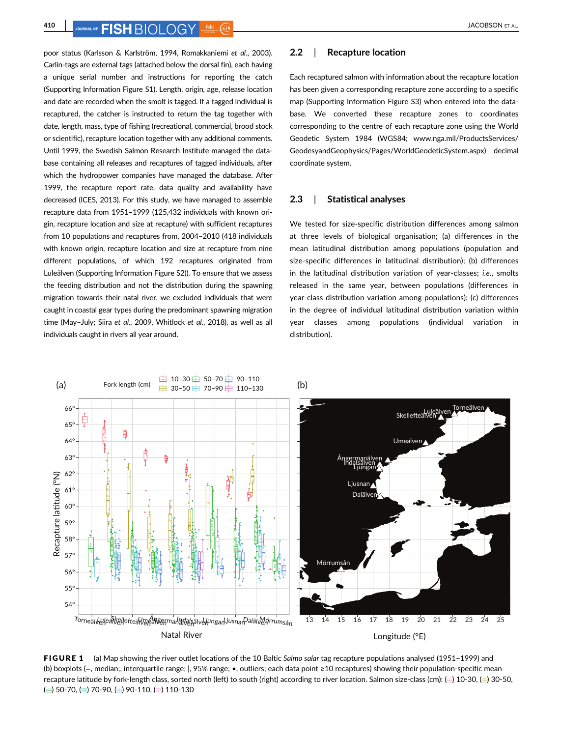poor status (Karlsson & Karlström, 1994, Romakkaniemi *et al*., 2003). Carlin-tags are external tags (attached below the dorsal fin), each having a unique serial number and instructions for reporting the catch (Supporting Information Figure S1). Length, origin, age, release location and date are recorded when the smolt is tagged. If a tagged individual is recaptured, the catcher is instructed to return the tag together with date, length, mass, type of fishing (recreational, commercial, brood stock or scientific), recapture location together with any additional comments. Until 1999, the Swedish Salmon Research Institute managed the database containing all releases and recaptures of tagged individuals, after which the hydropower companies have managed the database. After 1999, the recapture report rate, data quality and availability have decreased (ICES, 2013). For this study, we have managed to assemble recapture data from 1951–1999 (125,432 individuals with known origin, recapture location and size at recapture) with sufficient recaptures from 10 populations and recaptures from, 2004–2010 (418 individuals with known origin, recapture location and size at recapture from nine different populations, of which 192 recaptures originated from Luleälven (Supporting Information Figure S2)). To ensure that we assess the feeding distribution and not the distribution during the spawning migration towards their natal river, we excluded individuals that were caught in coastal gear types during the predominant spawning migration time (May–July; Siira *et al*., 2009, Whitlock *et al*., 2018), as well as all individuals caught in rivers all year around.

## 2.2 | Recapture location

Each recaptured salmon with information about the recapture location has been given a corresponding recapture zone according to a specific map (Supporting Information Figure S3) when entered into the database. We converted these recapture zones to coordinates corresponding to the centre of each recapture zone using the World Geodetic System 1984 (WGS84; www.nga.mil/ProductsServices/GeodesyandGeophysics/Pages/WorldGeodeticSystem.aspx) decimal coordinate system.

## 2.3 | Statistical analyses

We tested for size-specific distribution differences among salmon at three levels of biological organisation; (a) differences in the mean latitudinal distribution among populations (population and size-specific differences in latitudinal distribution); (b) differences in the latitudinal distribution variation of year-classes; *i.e*., smolts released in the same year, between populations (differences in year-class distribution variation among populations); (c) differences in the degree of individual latitudinal distribution variation within year classes among populations (individual variation in distribution).

**FIGURE 1** (a) Map showing the river outlet locations of the 10 Baltic *Salmo salar* tag recapture populations analysed (1951–1999) and (b) boxplots (–, median;, interquartile range; |, 95% range; •, outliers; each data point ≥10 recaptures) showing their population-specific mean recapture latitude by fork-length class, sorted north (left) to south (right) according to river location. Salmon size-class (cm): (▭) 10-30, (▭) 30-50, (▭) 50-70, (▭) 70-90, (▭) 90-110, (▭) 110-130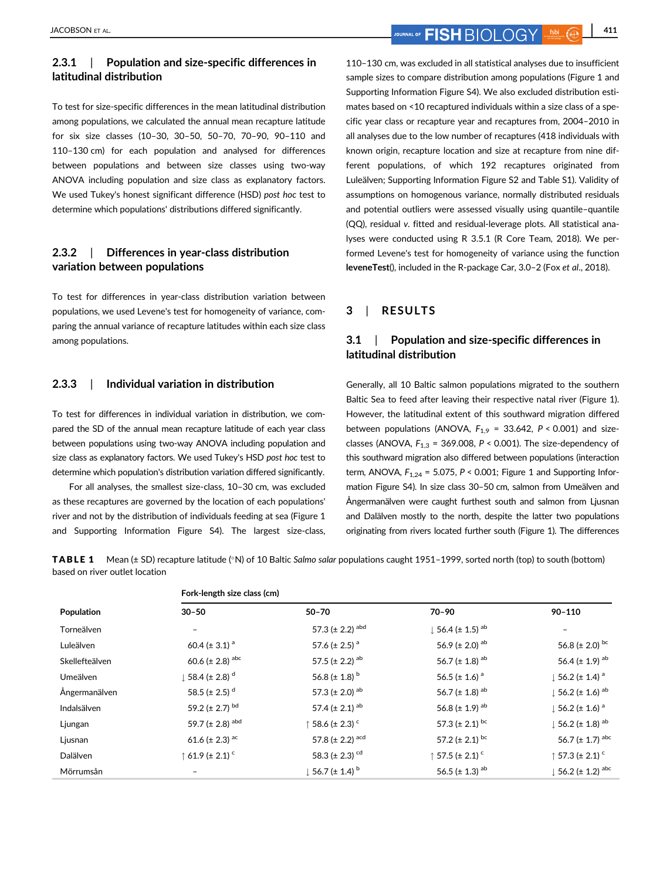### 2.3.1 | Population and size-specific differences in latitudinal distribution

To test for size-specific differences in the mean latitudinal distribution among populations, we calculated the annual mean recapture latitude for six size classes (10–30, 30–50, 50–70, 70–90, 90–110 and 110–130 cm) for each population and analysed for differences between populations and between size classes using two-way ANOVA including population and size class as explanatory factors. We used Tukey's honest significant difference (HSD) *post hoc* test to determine which populations' distributions differed significantly.

### 2.3.2 | Differences in year-class distribution variation between populations

To test for differences in year-class distribution variation between populations, we used Levene's test for homogeneity of variance, comparing the annual variance of recapture latitudes within each size class among populations.

### 2.3.3 | Individual variation in distribution

To test for differences in individual variation in distribution, we compared the SD of the annual mean recapture latitude of each year class between populations using two-way ANOVA including population and size class as explanatory factors. We used Tukey's HSD *post hoc* test to determine which population's distribution variation differed significantly.

For all analyses, the smallest size-class, 10–30 cm, was excluded as these recaptures are governed by the location of each populations' river and not by the distribution of individuals feeding at sea (Figure 1 and Supporting Information Figure S4). The largest size-class, 110–130 cm, was excluded in all statistical analyses due to insufficient sample sizes to compare distribution among populations (Figure 1 and Supporting Information Figure S4). We also excluded distribution estimates based on <10 recaptured individuals within a size class of a specific year class or recapture year and recaptures from, 2004–2010 in all analyses due to the low number of recaptures (418 individuals with known origin, recapture location and size at recapture from nine different populations, of which 192 recaptures originated from Luleälven; Supporting Information Figure S2 and Table S1). Validity of assumptions on homogenous variance, normally distributed residuals and potential outliers were assessed visually using quantile–quantile (QQ), residual *v.* fitted and residual-leverage plots. All statistical analyses were conducted using R 3.5.1 (R Core Team, 2018). We performed Levene's test for homogeneity of variance using the function **leveneTest**(), included in the R-package Car, 3.0–2 (Fox *et al*., 2018).

## 3 | RESULTS

### 3.1 | Population and size-specific differences in latitudinal distribution

Generally, all 10 Baltic salmon populations migrated to the southern Baltic Sea to feed after leaving their respective natal river (Figure 1). However, the latitudinal extent of this southward migration differed between populations (ANOVA, $F_{1,9}$ = 33.642, $P$ < 0.001) and size-classes (ANOVA, $F_{1,3}$ = 369.008, $P$ < 0.001). The size-dependency of this southward migration also differed between populations (interaction term, ANOVA, $F_{1,24}$ = 5.075, $P$ < 0.001; Figure 1 and Supporting Information Figure S4). In size class 30–50 cm, salmon from Umeälven and Ångermanälven were caught furthest south and salmon from Ljusnan and Dalälven mostly to the north, despite the latter two populations originating from rivers located further south (Figure 1). The differences

**TABLE 1** Mean (± SD) recapture latitude (°N) of 10 Baltic *Salmo salar* populations caught 1951–1999, sorted north (top) to south (bottom) based on river outlet location

| Population | Fork-length size class (cm) | | | |
|---|---|---|---|---|
| | 30–50 | 50–70 | 70–90 | 90–110 |
| Torneälven | – | 57.3 (± 2.2) [abd] | ↓ 56.4 (± 1.5) [ab] | – |
| Luleälven | 60.4 (± 3.1) [a] | 57.6 (± 2.5) [a] | 56.9 (± 2.0) [ab] | 56.8 (± 2.0) [bc] |
| Skellefteälven | 60.6 (± 2.8) [abc] | 57.5 (± 2.2) [ab] | 56.7 (± 1.8) [ab] | 56.4 (± 1.9) [ab] |
| Umeälven | ↓ 58.4 (± 2.8) [d] | 56.8 (± 1.8) [b] | 56.5 (± 1.6) [a] | ↓ 56.2 (± 1.4) [a] |
| Ångermanälven | 58.5 (± 2.5) [d] | 57.3 (± 2.0) [ab] | 56.7 (± 1.8) [ab] | ↓ 56.2 (± 1.6) [ab] |
| Indalsälven | 59.2 (± 2.7) [bd] | 57.4 (± 2.1) [ab] | 56.8 (± 1.9) [ab] | ↓ 56.2 (± 1.6) [a] |
| Ljungan | 59.7 (± 2.8) [abd] | ↑ 58.6 (± 2.3) [c] | 57.3 (± 2.1) [bc] | ↓ 56.2 (± 1.8) [ab] |
| Ljusnan | 61.6 (± 2.3) [ac] | 57.8 (± 2.2) [acd] | 57.2 (± 2.1) [bc] | 56.7 (± 1.7) [abc] |
| Dalälven | ↑ 61.9 (± 2.1) [c] | 58.3 (± 2.3) [cd] | ↑ 57.5 (± 2.1) [c] | ↑ 57.3 (± 2.1) [c] |
| Mörrumsån | – | ↓ 56.7 (± 1.4) [b] | 56.5 (± 1.3) [ab] | ↓ 56.2 (± 1.2) [abc] |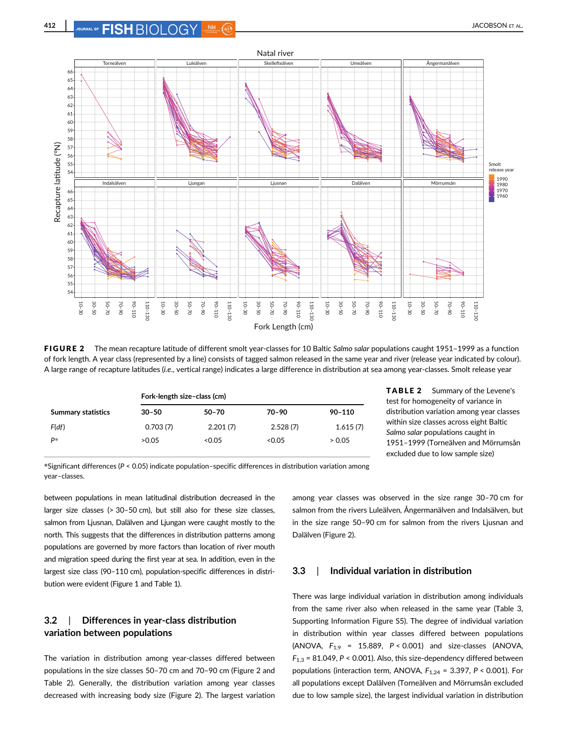**FIGURE 2** The mean recapture latitude of different smolt year-classes for 10 Baltic *Salmo salar* populations caught 1951–1999 as a function of fork length. A year class (represented by a line) consists of tagged salmon released in the same year and river (release year indicated by colour). A large range of recapture latitudes (*i.e*., vertical range) indicates a large difference in distribution at sea among year-classes. Smolt release year

**TABLE 2** Summary of the Levene's test for homogeneity of variance in distribution variation among year classes within size classes across eight Baltic *Salmo salar* populations caught in 1951–1999 (Torneälven and Mörrumsån excluded due to low sample size)

| Summary statistics | Fork-length size–class (cm) | | | |
|---|---|---|---|---|
| | 30–50 | 50–70 | 70–90 | 90–110 |
| *F*(*df*) | 0.703 (7) | 2.201 (7) | 2.528 (7) | 1.615 (7) |
| *P*\* | >0.05 | <0.05 | <0.05 | > 0.05 |

\*Significant differences ($P$ < 0.05) indicate population–specific differences in distribution variation among year–classes.

between populations in mean latitudinal distribution decreased in the larger size classes (> 30–50 cm), but still also for these size classes, salmon from Ljusnan, Dalälven and Ljungan were caught mostly to the north. This suggests that the differences in distribution patterns among populations are governed by more factors than location of river mouth and migration speed during the first year at sea. In addition, even in the largest size class (90–110 cm), population-specific differences in distribution were evident (Figure 1 and Table 1).

## 3.2 | Differences in year-class distribution variation between populations

The variation in distribution among year-classes differed between populations in the size classes 50–70 cm and 70–90 cm (Figure 2 and Table 2). Generally, the distribution variation among year classes decreased with increasing body size (Figure 2). The largest variation among year classes was observed in the size range 30–70 cm for salmon from the rivers Luleälven, Ångermanälven and Indalsälven, but in the size range 50–90 cm for salmon from the rivers Ljusnan and Dalälven (Figure 2).

## 3.3 | Individual variation in distribution

There was large individual variation in distribution among individuals from the same river also when released in the same year (Table 3, Supporting Information Figure S5). The degree of individual variation in distribution within year classes differed between populations (ANOVA, $F_{1,9}$ = 15.889, $P$ < 0.001) and size-classes (ANOVA, $F_{1,3}$ = 81.049, $P$ < 0.001). Also, this size-dependency differed between populations (interaction term, ANOVA, $F_{1,24}$ = 3.397, $P$ < 0.001). For all populations except Dalälven (Torneälven and Mörrumsån excluded due to low sample size), the largest individual variation in distribution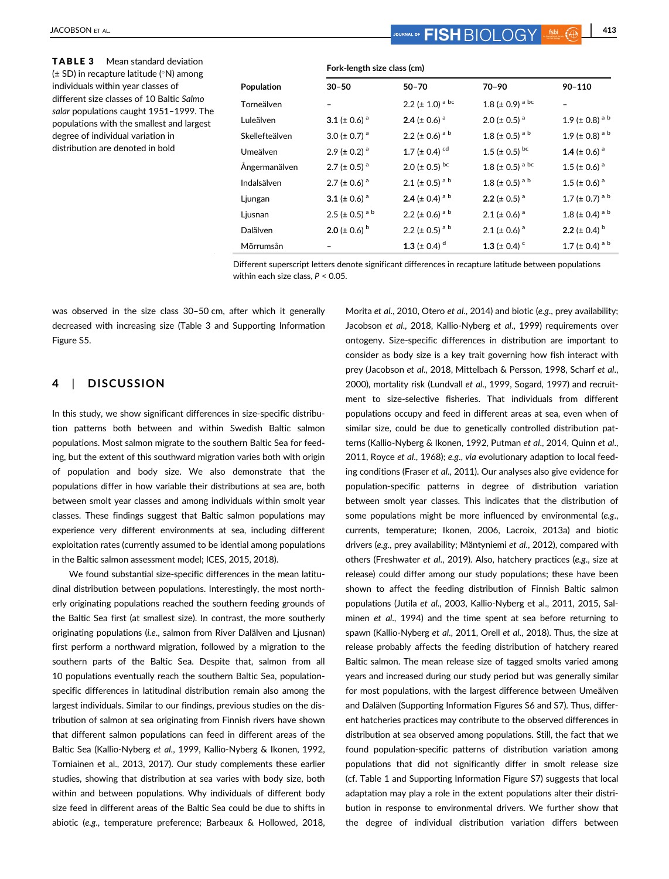**TABLE 3** Mean standard deviation (± SD) in recapture latitude (°N) among individuals within year classes of different size classes of 10 Baltic *Salmo salar* populations caught 1951–1999. The populations with the smallest and largest degree of individual variation in distribution are denoted in bold

| Population | Fork-length size class (cm) 30–50 | 50–70 | 70–90 | 90–110 |
|---|---|---|---|---|
| Torneälven | – | 2.2 (± 1.0) [a bc] | 1.8 (± 0.9) [a bc] | – |
| Luleälven | **3.1** (± 0.6) [a] | **2.4** (± 0.6) [a] | 2.0 (± 0.5) [a] | 1.9 (± 0.8) [a b] |
| Skellefteälven | 3.0 (± 0.7) [a] | 2.2 (± 0.6) [a b] | 1.8 (± 0.5) [a b] | 1.9 (± 0.8) [a b] |
| Umeälven | 2.9 (± 0.2) [a] | 1.7 (± 0.4) [cd] | 1.5 (± 0.5) [bc] | **1.4** (± 0.6) [a] |
| Ångermanälven | 2.7 (± 0.5) [a] | 2.0 (± 0.5) [bc] | 1.8 (± 0.5) [a bc] | 1.5 (± 0.6) [a] |
| Indalsälven | 2.7 (± 0.6) [a] | 2.1 (± 0.5) [a b] | 1.8 (± 0.5) [a b] | 1.5 (± 0.6) [a] |
| Ljungan | **3.1** (± 0.6) [a] | **2.4** (± 0.4) [a b] | **2.2** (± 0.5) [a] | 1.7 (± 0.7) [a b] |
| Ljusnan | 2.5 (± 0.5) [a b] | 2.2 (± 0.6) [a b] | 2.1 (± 0.6) [a] | 1.8 (± 0.4) [a b] |
| Dalälven | **2.0** (± 0.6) [b] | 2.2 (± 0.5) [a b] | 2.1 (± 0.6) [a] | **2.2** (± 0.4) [b] |
| Mörrumsån | – | **1.3** (± 0.4) [d] | **1.3** (± 0.4) [c] | 1.7 (± 0.4) [a b] |

Different superscript letters denote significant differences in recapture latitude between populations within each size class, $P < 0.05$.

was observed in the size class 30–50 cm, after which it generally decreased with increasing size (Table 3 and Supporting Information Figure S5.

## 4 | DISCUSSION

In this study, we show significant differences in size-specific distribution patterns both between and within Swedish Baltic salmon populations. Most salmon migrate to the southern Baltic Sea for feeding, but the extent of this southward migration varies both with origin of population and body size. We also demonstrate that the populations differ in how variable their distributions at sea are, both between smolt year classes and among individuals within smolt year classes. These findings suggest that Baltic salmon populations may experience very different environments at sea, including different exploitation rates (currently assumed to be idential among populations in the Baltic salmon assessment model; ICES, 2015, 2018).

We found substantial size-specific differences in the mean latitudinal distribution between populations. Interestingly, the most northerly originating populations reached the southern feeding grounds of the Baltic Sea first (at smallest size). In contrast, the more southerly originating populations (*i.e*., salmon from River Dalälven and Ljusnan) first perform a northward migration, followed by a migration to the southern parts of the Baltic Sea. Despite that, salmon from all 10 populations eventually reach the southern Baltic Sea, population-specific differences in latitudinal distribution remain also among the largest individuals. Similar to our findings, previous studies on the distribution of salmon at sea originating from Finnish rivers have shown that different salmon populations can feed in different areas of the Baltic Sea (Kallio-Nyberg *et al*., 1999, Kallio-Nyberg & Ikonen, 1992, Torniainen et al., 2013, 2017). Our study complements these earlier studies, showing that distribution at sea varies with body size, both within and between populations. Why individuals of different body size feed in different areas of the Baltic Sea could be due to shifts in abiotic (*e.g*., temperature preference; Barbeaux & Hollowed, 2018, Morita *et al*., 2010, Otero *et al*., 2014) and biotic (*e.g*., prey availability; Jacobson *et al*., 2018, Kallio-Nyberg *et al*., 1999) requirements over ontogeny. Size-specific differences in distribution are important to consider as body size is a key trait governing how fish interact with prey (Jacobson *et al*., 2018, Mittelbach & Persson, 1998, Scharf *et al*., 2000), mortality risk (Lundvall *et al*., 1999, Sogard, 1997) and recruitment to size-selective fisheries. That individuals from different populations occupy and feed in different areas at sea, even when of similar size, could be due to genetically controlled distribution patterns (Kallio-Nyberg & Ikonen, 1992, Putman *et al*., 2014, Quinn *et al*., 2011, Royce *et al*., 1968); *e.g*., *via* evolutionary adaption to local feeding conditions (Fraser *et al*., 2011). Our analyses also give evidence for population-specific patterns in degree of distribution variation between smolt year classes. This indicates that the distribution of some populations might be more influenced by environmental (*e.g*., currents, temperature; Ikonen, 2006, Lacroix, 2013a) and biotic drivers (*e.g*., prey availability; Mäntyniemi *et al*., 2012), compared with others (Freshwater *et al*., 2019). Also, hatchery practices (*e.g*., size at release) could differ among our study populations; these have been shown to affect the feeding distribution of Finnish Baltic salmon populations (Jutila *et al*., 2003, Kallio-Nyberg et al., 2011, 2015, Salminen *et al*., 1994) and the time spent at sea before returning to spawn (Kallio-Nyberg *et al*., 2011, Orell *et al*., 2018). Thus, the size at release probably affects the feeding distribution of hatchery reared Baltic salmon. The mean release size of tagged smolts varied among years and increased during our study period but was generally similar for most populations, with the largest difference between Umeälven and Dalälven (Supporting Information Figures S6 and S7). Thus, different hatcheries practices may contribute to the observed differences in distribution at sea observed among populations. Still, the fact that we found population-specific patterns of distribution variation among populations that did not significantly differ in smolt release size (cf. Table 1 and Supporting Information Figure S7) suggests that local adaptation may play a role in the extent populations alter their distribution in response to environmental drivers. We further show that the degree of individual distribution variation differs between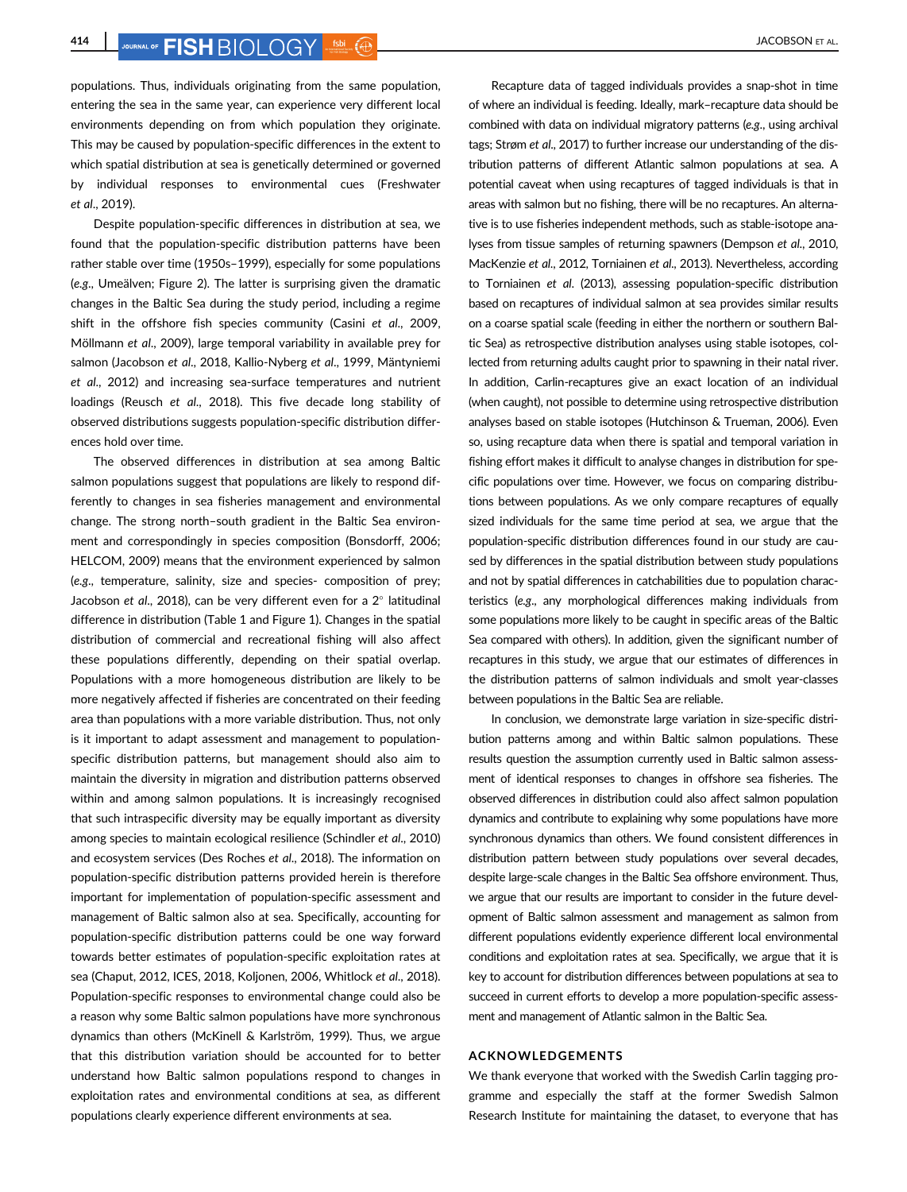populations. Thus, individuals originating from the same population, entering the sea in the same year, can experience very different local environments depending on from which population they originate. This may be caused by population-specific differences in the extent to which spatial distribution at sea is genetically determined or governed by individual responses to environmental cues (Freshwater *et al*., 2019).

Despite population-specific differences in distribution at sea, we found that the population-specific distribution patterns have been rather stable over time (1950s–1999), especially for some populations (*e.g*., Umeälven; Figure 2). The latter is surprising given the dramatic changes in the Baltic Sea during the study period, including a regime shift in the offshore fish species community (Casini *et al*., 2009, Möllmann *et al*., 2009), large temporal variability in available prey for salmon (Jacobson *et al*., 2018, Kallio-Nyberg *et al*., 1999, Mäntyniemi *et al*., 2012) and increasing sea-surface temperatures and nutrient loadings (Reusch *et al*., 2018). This five decade long stability of observed distributions suggests population-specific distribution differences hold over time.

The observed differences in distribution at sea among Baltic salmon populations suggest that populations are likely to respond differently to changes in sea fisheries management and environmental change. The strong north–south gradient in the Baltic Sea environment and correspondingly in species composition (Bonsdorff, 2006; HELCOM, 2009) means that the environment experienced by salmon (*e.g*., temperature, salinity, size and species- composition of prey; Jacobson *et al*., 2018), can be very different even for a 2° latitudinal difference in distribution (Table 1 and Figure 1). Changes in the spatial distribution of commercial and recreational fishing will also affect these populations differently, depending on their spatial overlap. Populations with a more homogeneous distribution are likely to be more negatively affected if fisheries are concentrated on their feeding area than populations with a more variable distribution. Thus, not only is it important to adapt assessment and management to population-specific distribution patterns, but management should also aim to maintain the diversity in migration and distribution patterns observed within and among salmon populations. It is increasingly recognised that such intraspecific diversity may be equally important as diversity among species to maintain ecological resilience (Schindler *et al*., 2010) and ecosystem services (Des Roches *et al*., 2018). The information on population-specific distribution patterns provided herein is therefore important for implementation of population-specific assessment and management of Baltic salmon also at sea. Specifically, accounting for population-specific distribution patterns could be one way forward towards better estimates of population-specific exploitation rates at sea (Chaput, 2012, ICES, 2018, Koljonen, 2006, Whitlock *et al*., 2018). Population-specific responses to environmental change could also be a reason why some Baltic salmon populations have more synchronous dynamics than others (McKinell & Karlström, 1999). Thus, we argue that this distribution variation should be accounted for to better understand how Baltic salmon populations respond to changes in exploitation rates and environmental conditions at sea, as different populations clearly experience different environments at sea.

Recapture data of tagged individuals provides a snap-shot in time of where an individual is feeding. Ideally, mark–recapture data should be combined with data on individual migratory patterns (*e.g*., using archival tags; Strøm *et al*., 2017) to further increase our understanding of the distribution patterns of different Atlantic salmon populations at sea. A potential caveat when using recaptures of tagged individuals is that in areas with salmon but no fishing, there will be no recaptures. An alternative is to use fisheries independent methods, such as stable-isotope analyses from tissue samples of returning spawners (Dempson *et al*., 2010, MacKenzie *et al*., 2012, Torniainen *et al*., 2013). Nevertheless, according to Torniainen *et al*. (2013), assessing population-specific distribution based on recaptures of individual salmon at sea provides similar results on a coarse spatial scale (feeding in either the northern or southern Baltic Sea) as retrospective distribution analyses using stable isotopes, collected from returning adults caught prior to spawning in their natal river. In addition, Carlin-recaptures give an exact location of an individual (when caught), not possible to determine using retrospective distribution analyses based on stable isotopes (Hutchinson & Trueman, 2006). Even so, using recapture data when there is spatial and temporal variation in fishing effort makes it difficult to analyse changes in distribution for specific populations over time. However, we focus on comparing distributions between populations. As we only compare recaptures of equally sized individuals for the same time period at sea, we argue that the population-specific distribution differences found in our study are caused by differences in the spatial distribution between study populations and not by spatial differences in catchabilities due to population characteristics (*e.g*., any morphological differences making individuals from some populations more likely to be caught in specific areas of the Baltic Sea compared with others). In addition, given the significant number of recaptures in this study, we argue that our estimates of differences in the distribution patterns of salmon individuals and smolt year-classes between populations in the Baltic Sea are reliable.

In conclusion, we demonstrate large variation in size-specific distribution patterns among and within Baltic salmon populations. These results question the assumption currently used in Baltic salmon assessment of identical responses to changes in offshore sea fisheries. The observed differences in distribution could also affect salmon population dynamics and contribute to explaining why some populations have more synchronous dynamics than others. We found consistent differences in distribution pattern between study populations over several decades, despite large-scale changes in the Baltic Sea offshore environment. Thus, we argue that our results are important to consider in the future development of Baltic salmon assessment and management as salmon from different populations evidently experience different local environmental conditions and exploitation rates at sea. Specifically, we argue that it is key to account for distribution differences between populations at sea to succeed in current efforts to develop a more population-specific assessment and management of Atlantic salmon in the Baltic Sea.

## ACKNOWLEDGEMENTS

We thank everyone that worked with the Swedish Carlin tagging programme and especially the staff at the former Swedish Salmon Research Institute for maintaining the dataset, to everyone that has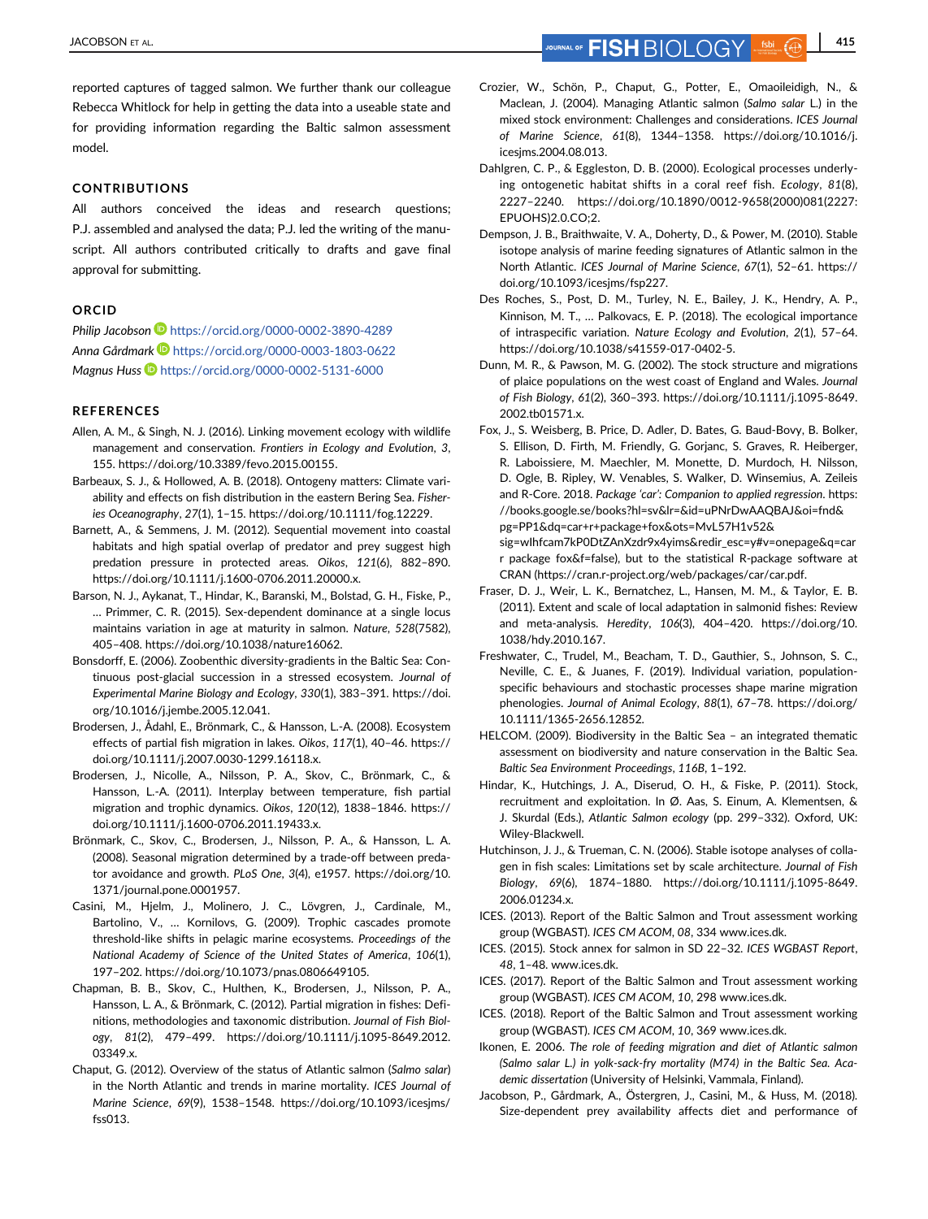reported captures of tagged salmon. We further thank our colleague Rebecca Whitlock for help in getting the data into a useable state and for providing information regarding the Baltic salmon assessment model.

## CONTRIBUTIONS

All authors conceived the ideas and research questions; P.J. assembled and analysed the data; P.J. led the writing of the manuscript. All authors contributed critically to drafts and gave final approval for submitting.

## ORCID

*Philip Jacobson* https://orcid.org/0000-0002-3890-4289
*Anna Gårdmark* https://orcid.org/0000-0003-1803-0622
*Magnus Huss* https://orcid.org/0000-0002-5131-6000

## REFERENCES

Allen, A. M., & Singh, N. J. (2016). Linking movement ecology with wildlife management and conservation. *Frontiers in Ecology and Evolution*, *3*, 155. https://doi.org/10.3389/fevo.2015.00155.

Barbeaux, S. J., & Hollowed, A. B. (2018). Ontogeny matters: Climate variability and effects on fish distribution in the eastern Bering Sea. *Fisheries Oceanography*, *27*(1), 1–15. https://doi.org/10.1111/fog.12229.

Barnett, A., & Semmens, J. M. (2012). Sequential movement into coastal habitats and high spatial overlap of predator and prey suggest high predation pressure in protected areas. *Oikos*, *121*(6), 882–890. https://doi.org/10.1111/j.1600-0706.2011.20000.x.

Barson, N. J., Aykanat, T., Hindar, K., Baranski, M., Bolstad, G. H., Fiske, P., … Primmer, C. R. (2015). Sex-dependent dominance at a single locus maintains variation in age at maturity in salmon. *Nature*, *528*(7582), 405–408. https://doi.org/10.1038/nature16062.

Bonsdorff, E. (2006). Zoobenthic diversity-gradients in the Baltic Sea: Continuous post-glacial succession in a stressed ecosystem. *Journal of Experimental Marine Biology and Ecology*, *330*(1), 383–391. https://doi.org/10.1016/j.jembe.2005.12.041.

Brodersen, J., Ådahl, E., Brönmark, C., & Hansson, L.-A. (2008). Ecosystem effects of partial fish migration in lakes. *Oikos*, *117*(1), 40–46. https://doi.org/10.1111/j.2007.0030-1299.16118.x.

Brodersen, J., Nicolle, A., Nilsson, P. A., Skov, C., Brönmark, C., & Hansson, L.-A. (2011). Interplay between temperature, fish partial migration and trophic dynamics. *Oikos*, *120*(12), 1838–1846. https://doi.org/10.1111/j.1600-0706.2011.19433.x.

Brönmark, C., Skov, C., Brodersen, J., Nilsson, P. A., & Hansson, L. A. (2008). Seasonal migration determined by a trade-off between predator avoidance and growth. *PLoS One*, *3*(4), e1957. https://doi.org/10.1371/journal.pone.0001957.

Casini, M., Hjelm, J., Molinero, J. C., Lövgren, J., Cardinale, M., Bartolino, V., … Kornilovs, G. (2009). Trophic cascades promote threshold-like shifts in pelagic marine ecosystems. *Proceedings of the National Academy of Science of the United States of America*, *106*(1), 197–202. https://doi.org/10.1073/pnas.0806649105.

Chapman, B. B., Skov, C., Hulthen, K., Brodersen, J., Nilsson, P. A., Hansson, L. A., & Brönmark, C. (2012). Partial migration in fishes: Definitions, methodologies and taxonomic distribution. *Journal of Fish Biology*, *81*(2), 479–499. https://doi.org/10.1111/j.1095-8649.2012.03349.x.

Chaput, G. (2012). Overview of the status of Atlantic salmon (*Salmo salar*) in the North Atlantic and trends in marine mortality. *ICES Journal of Marine Science*, *69*(9), 1538–1548. https://doi.org/10.1093/icesjms/fss013.

Crozier, W., Schön, P., Chaput, G., Potter, E., Omaoileidigh, N., & Maclean, J. (2004). Managing Atlantic salmon (*Salmo salar* L.) in the mixed stock environment: Challenges and considerations. *ICES Journal of Marine Science*, *61*(8), 1344–1358. https://doi.org/10.1016/j.icesjms.2004.08.013.

Dahlgren, C. P., & Eggleston, D. B. (2000). Ecological processes underlying ontogenetic habitat shifts in a coral reef fish. *Ecology*, *81*(8), 2227–2240. https://doi.org/10.1890/0012-9658(2000)081[2227:EPUOHS]2.0.CO;2.

Dempson, J. B., Braithwaite, V. A., Doherty, D., & Power, M. (2010). Stable isotope analysis of marine feeding signatures of Atlantic salmon in the North Atlantic. *ICES Journal of Marine Science*, *67*(1), 52–61. https://doi.org/10.1093/icesjms/fsp227.

Des Roches, S., Post, D. M., Turley, N. E., Bailey, J. K., Hendry, A. P., Kinnison, M. T., … Palkovacs, E. P. (2018). The ecological importance of intraspecific variation. *Nature Ecology and Evolution*, *2*(1), 57–64. https://doi.org/10.1038/s41559-017-0402-5.

Dunn, M. R., & Pawson, M. G. (2002). The stock structure and migrations of plaice populations on the west coast of England and Wales. *Journal of Fish Biology*, *61*(2), 360–393. https://doi.org/10.1111/j.1095-8649.2002.tb01571.x.

Fox, J., S. Weisberg, B. Price, D. Adler, D. Bates, G. Baud-Bovy, B. Bolker, S. Ellison, D. Firth, M. Friendly, G. Gorjanc, S. Graves, R. Heiberger, R. Laboissiere, M. Maechler, M. Monette, D. Murdoch, H. Nilsson, D. Ogle, B. Ripley, W. Venables, S. Walker, D. Winsemius, A. Zeileis and R-Core. 2018. *Package 'car': Companion to applied regression*. https://books.google.se/books?hl=sv&lr=&id=uPNrDwAAQBAJ&oi=fnd&pg=PP1&dq=car+r+package+fox&ots=MvL57H1v52&sig=wlhfcam7kP0DtZAnXzdr9x4yims&redir_esc=y#v=onepage&q=car r package fox&f=false), but to the statistical R-package software at CRAN (https://cran.r-project.org/web/packages/car/car.pdf.

Fraser, D. J., Weir, L. K., Bernatchez, L., Hansen, M. M., & Taylor, E. B. (2011). Extent and scale of local adaptation in salmonid fishes: Review and meta-analysis. *Heredity*, *106*(3), 404–420. https://doi.org/10.1038/hdy.2010.167.

Freshwater, C., Trudel, M., Beacham, T. D., Gauthier, S., Johnson, S. C., Neville, C. E., & Juanes, F. (2019). Individual variation, population-specific behaviours and stochastic processes shape marine migration phenologies. *Journal of Animal Ecology*, *88*(1), 67–78. https://doi.org/10.1111/1365-2656.12852.

HELCOM. (2009). Biodiversity in the Baltic Sea – an integrated thematic assessment on biodiversity and nature conservation in the Baltic Sea. *Baltic Sea Environment Proceedings*, *116B*, 1–192.

Hindar, K., Hutchings, J. A., Diserud, O. H., & Fiske, P. (2011). Stock, recruitment and exploitation. In Ø. Aas, S. Einum, A. Klementsen, & J. Skurdal (Eds.), *Atlantic Salmon ecology* (pp. 299–332). Oxford, UK: Wiley-Blackwell.

Hutchinson, J. J., & Trueman, C. N. (2006). Stable isotope analyses of collagen in fish scales: Limitations set by scale architecture. *Journal of Fish Biology*, *69*(6), 1874–1880. https://doi.org/10.1111/j.1095-8649.2006.01234.x.

ICES. (2013). Report of the Baltic Salmon and Trout assessment working group (WGBAST). *ICES CM ACOM*, *08*, 334 www.ices.dk.

ICES. (2015). Stock annex for salmon in SD 22–32. *ICES WGBAST Report*, *48*, 1–48. www.ices.dk.

ICES. (2017). Report of the Baltic Salmon and Trout assessment working group (WGBAST). *ICES CM ACOM*, *10*, 298 www.ices.dk.

ICES. (2018). Report of the Baltic Salmon and Trout assessment working group (WGBAST). *ICES CM ACOM*, *10*, 369 www.ices.dk.

Ikonen, E. 2006. *The role of feeding migration and diet of Atlantic salmon (Salmo salar L.) in yolk-sack-fry mortality (M74) in the Baltic Sea. Academic dissertation* (University of Helsinki, Vammala, Finland).

Jacobson, P., Gårdmark, A., Östergren, J., Casini, M., & Huss, M. (2018). Size-dependent prey availability affects diet and performance of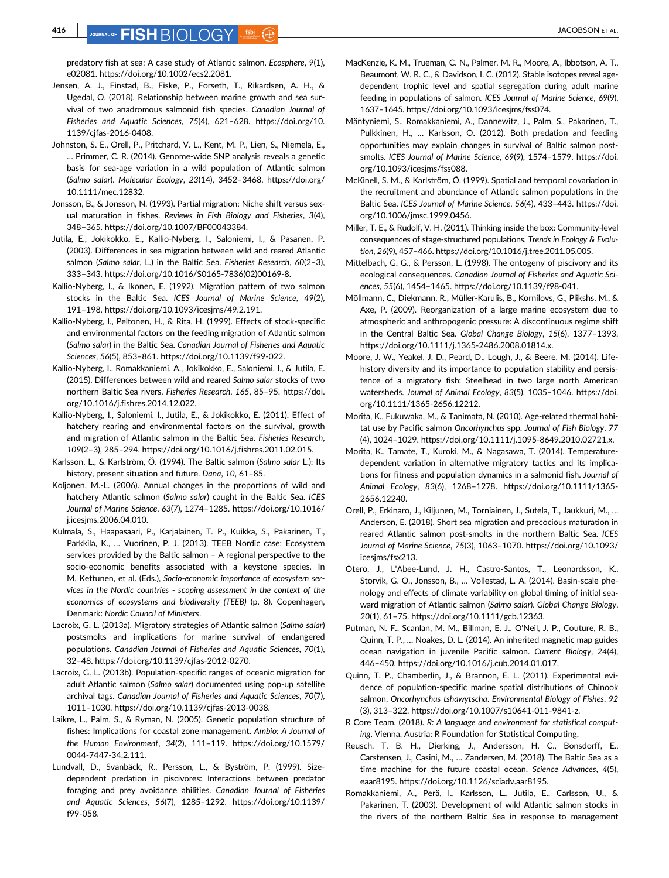predatory fish at sea: A case study of Atlantic salmon. *Ecosphere*, *9*(1), e02081. https://doi.org/10.1002/ecs2.2081.

Jensen, A. J., Finstad, B., Fiske, P., Forseth, T., Rikardsen, A. H., & Ugedal, O. (2018). Relationship between marine growth and sea survival of two anadromous salmonid fish species. *Canadian Journal of Fisheries and Aquatic Sciences*, *75*(4), 621–628. https://doi.org/10.1139/cjfas-2016-0408.

Johnston, S. E., Orell, P., Pritchard, V. L., Kent, M. P., Lien, S., Niemela, E., … Primmer, C. R. (2014). Genome-wide SNP analysis reveals a genetic basis for sea-age variation in a wild population of Atlantic salmon (*Salmo salar*). *Molecular Ecology*, *23*(14), 3452–3468. https://doi.org/10.1111/mec.12832.

Jonsson, B., & Jonsson, N. (1993). Partial migration: Niche shift versus sexual maturation in fishes. *Reviews in Fish Biology and Fisheries*, *3*(4), 348–365. https://doi.org/10.1007/BF00043384.

Jutila, E., Jokikokko, E., Kallio-Nyberg, I., Saloniemi, I., & Pasanen, P. (2003). Differences in sea migration between wild and reared Atlantic salmon (*Salmo salar*, L.) in the Baltic Sea. *Fisheries Research*, *60*(2–3), 333–343. https://doi.org/10.1016/S0165-7836(02)00169-8.

Kallio-Nyberg, I., & Ikonen, E. (1992). Migration pattern of two salmon stocks in the Baltic Sea. *ICES Journal of Marine Science*, *49*(2), 191–198. https://doi.org/10.1093/icesjms/49.2.191.

Kallio-Nyberg, I., Peltonen, H., & Rita, H. (1999). Effects of stock-specific and environmental factors on the feeding migration of Atlantic salmon (*Salmo salar*) in the Baltic Sea. *Canadian Journal of Fisheries and Aquatic Sciences*, *56*(5), 853–861. https://doi.org/10.1139/f99-022.

Kallio-Nyberg, I., Romakkaniemi, A., Jokikokko, E., Saloniemi, I., & Jutila, E. (2015). Differences between wild and reared *Salmo salar* stocks of two northern Baltic Sea rivers. *Fisheries Research*, *165*, 85–95. https://doi.org/10.1016/j.fishres.2014.12.022.

Kallio-Nyberg, I., Saloniemi, I., Jutila, E., & Jokikokko, E. (2011). Effect of hatchery rearing and environmental factors on the survival, growth and migration of Atlantic salmon in the Baltic Sea. *Fisheries Research*, *109*(2–3), 285–294. https://doi.org/10.1016/j.fishres.2011.02.015.

Karlsson, L., & Karlström, Ö. (1994). The Baltic salmon (*Salmo salar* L.): Its history, present situation and future. *Dana*, *10*, 61–85.

Koljonen, M.-L. (2006). Annual changes in the proportions of wild and hatchery Atlantic salmon (*Salmo salar*) caught in the Baltic Sea. *ICES Journal of Marine Science*, *63*(7), 1274–1285. https://doi.org/10.1016/j.icesjms.2006.04.010.

Kulmala, S., Haapasaari, P., Karjalainen, T. P., Kuikka, S., Pakarinen, T., Parkkila, K., … Vuorinen, P. J. (2013). TEEB Nordic case: Ecosystem services provided by the Baltic salmon – A regional perspective to the socio-economic benefits associated with a keystone species. In M. Kettunen, et al. (Eds.), *Socio-economic importance of ecosystem services in the Nordic countries - scoping assessment in the context of the economics of ecosystems and biodiversity (TEEB)* (p. 8). Copenhagen, Denmark: *Nordic Council of Ministers*.

Lacroix, G. L. (2013a). Migratory strategies of Atlantic salmon (*Salmo salar*) postsmolts and implications for marine survival of endangered populations. *Canadian Journal of Fisheries and Aquatic Sciences*, *70*(1), 32–48. https://doi.org/10.1139/cjfas-2012-0270.

Lacroix, G. L. (2013b). Population-specific ranges of oceanic migration for adult Atlantic salmon (*Salmo salar*) documented using pop-up satellite archival tags. *Canadian Journal of Fisheries and Aquatic Sciences*, *70*(7), 1011–1030. https://doi.org/10.1139/cjfas-2013-0038.

Laikre, L., Palm, S., & Ryman, N. (2005). Genetic population structure of fishes: Implications for coastal zone management. *Ambio: A Journal of the Human Environment*, *34*(2), 111–119. https://doi.org/10.1579/0044-7447-34.2.111.

Lundvall, D., Svanbäck, R., Persson, L., & Byström, P. (1999). Size-dependent predation in piscivores: Interactions between predator foraging and prey avoidance abilities. *Canadian Journal of Fisheries and Aquatic Sciences*, *56*(7), 1285–1292. https://doi.org/10.1139/f99-058.

MacKenzie, K. M., Trueman, C. N., Palmer, M. R., Moore, A., Ibbotson, A. T., Beaumont, W. R. C., & Davidson, I. C. (2012). Stable isotopes reveal age-dependent trophic level and spatial segregation during adult marine feeding in populations of salmon. *ICES Journal of Marine Science*, *69*(9), 1637–1645. https://doi.org/10.1093/icesjms/fss074.

Mäntyniemi, S., Romakkaniemi, A., Dannewitz, J., Palm, S., Pakarinen, T., Pulkkinen, H., … Karlsson, O. (2012). Both predation and feeding opportunities may explain changes in survival of Baltic salmon post-smolts. *ICES Journal of Marine Science*, *69*(9), 1574–1579. https://doi.org/10.1093/icesjms/fss088.

McKinell, S. M., & Karlström, Ö. (1999). Spatial and temporal covariation in the recruitment and abundance of Atlantic salmon populations in the Baltic Sea. *ICES Journal of Marine Science*, *56*(4), 433–443. https://doi.org/10.1006/jmsc.1999.0456.

Miller, T. E., & Rudolf, V. H. (2011). Thinking inside the box: Community-level consequences of stage-structured populations. *Trends in Ecology & Evolution*, *26*(9), 457–466. https://doi.org/10.1016/j.tree.2011.05.005.

Mittelbach, G. G., & Persson, L. (1998). The ontogeny of piscivory and its ecological consequences. *Canadian Journal of Fisheries and Aquatic Sciences*, *55*(6), 1454–1465. https://doi.org/10.1139/f98-041.

Möllmann, C., Diekmann, R., Müller-Karulis, B., Kornilovs, G., Plikshs, M., & Axe, P. (2009). Reorganization of a large marine ecosystem due to atmospheric and anthropogenic pressure: A discontinuous regime shift in the Central Baltic Sea. *Global Change Biology*, *15*(6), 1377–1393. https://doi.org/10.1111/j.1365-2486.2008.01814.x.

Moore, J. W., Yeakel, J. D., Peard, D., Lough, J., & Beere, M. (2014). Life-history diversity and its importance to population stability and persistence of a migratory fish: Steelhead in two large north American watersheds. *Journal of Animal Ecology*, *83*(5), 1035–1046. https://doi.org/10.1111/1365-2656.12212.

Morita, K., Fukuwaka, M., & Tanimata, N. (2010). Age-related thermal habitat use by Pacific salmon *Oncorhynchus* spp. *Journal of Fish Biology*, *77*(4), 1024–1029. https://doi.org/10.1111/j.1095-8649.2010.02721.x.

Morita, K., Tamate, T., Kuroki, M., & Nagasawa, T. (2014). Temperature-dependent variation in alternative migratory tactics and its implications for fitness and population dynamics in a salmonid fish. *Journal of Animal Ecology*, *83*(6), 1268–1278. https://doi.org/10.1111/1365-2656.12240.

Orell, P., Erkinaro, J., Kiljunen, M., Torniainen, J., Sutela, T., Jaukkuri, M., … Anderson, E. (2018). Short sea migration and precocious maturation in reared Atlantic salmon post-smolts in the northern Baltic Sea. *ICES Journal of Marine Science*, *75*(3), 1063–1070. https://doi.org/10.1093/icesjms/fsx213.

Otero, J., L'Abee-Lund, J. H., Castro-Santos, T., Leonardsson, K., Storvik, G. O., Jonsson, B., … Vollestad, L. A. (2014). Basin-scale phenology and effects of climate variability on global timing of initial seaward migration of Atlantic salmon (*Salmo salar*). *Global Change Biology*, *20*(1), 61–75. https://doi.org/10.1111/gcb.12363.

Putman, N. F., Scanlan, M. M., Billman, E. J., O'Neil, J. P., Couture, R. B., Quinn, T. P., … Noakes, D. L. (2014). An inherited magnetic map guides ocean navigation in juvenile Pacific salmon. *Current Biology*, *24*(4), 446–450. https://doi.org/10.1016/j.cub.2014.01.017.

Quinn, T. P., Chamberlin, J., & Brannon, E. L. (2011). Experimental evidence of population-specific marine spatial distributions of Chinook salmon, *Oncorhynchus tshawytscha*. *Environmental Biology of Fishes*, *92*(3), 313–322. https://doi.org/10.1007/s10641-011-9841-z.

R Core Team. (2018). *R: A language and environment for statistical computing*. Vienna, Austria: R Foundation for Statistical Computing.

Reusch, T. B. H., Dierking, J., Andersson, H. C., Bonsdorff, E., Carstensen, J., Casini, M., … Zandersen, M. (2018). The Baltic Sea as a time machine for the future coastal ocean. *Science Advances*, *4*(5), eaar8195. https://doi.org/10.1126/sciadv.aar8195.

Romakkaniemi, A., Perä, I., Karlsson, L., Jutila, E., Carlsson, U., & Pakarinen, T. (2003). Development of wild Atlantic salmon stocks in the rivers of the northern Baltic Sea in response to management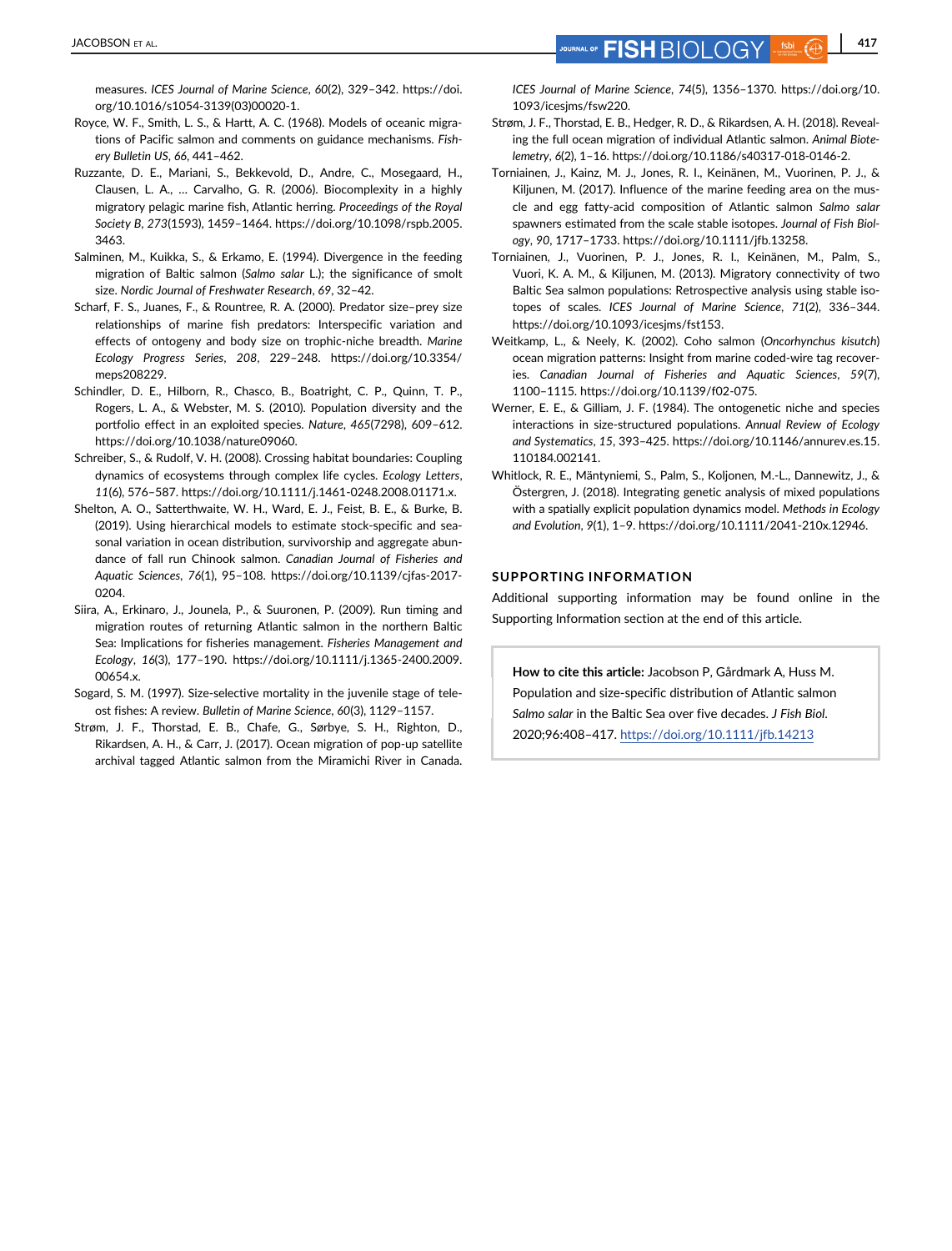measures. *ICES Journal of Marine Science*, *60*(2), 329–342. https://doi.org/10.1016/s1054-3139(03)00020-1.

Royce, W. F., Smith, L. S., & Hartt, A. C. (1968). Models of oceanic migrations of Pacific salmon and comments on guidance mechanisms. *Fishery Bulletin US*, *66*, 441–462.

Ruzzante, D. E., Mariani, S., Bekkevold, D., Andre, C., Mosegaard, H., Clausen, L. A., … Carvalho, G. R. (2006). Biocomplexity in a highly migratory pelagic marine fish, Atlantic herring. *Proceedings of the Royal Society B*, *273*(1593), 1459–1464. https://doi.org/10.1098/rspb.2005.3463.

Salminen, M., Kuikka, S., & Erkamo, E. (1994). Divergence in the feeding migration of Baltic salmon (*Salmo salar* L.); the significance of smolt size. *Nordic Journal of Freshwater Research*, *69*, 32–42.

Scharf, F. S., Juanes, F., & Rountree, R. A. (2000). Predator size–prey size relationships of marine fish predators: Interspecific variation and effects of ontogeny and body size on trophic-niche breadth. *Marine Ecology Progress Series*, *208*, 229–248. https://doi.org/10.3354/meps208229.

Schindler, D. E., Hilborn, R., Chasco, B., Boatright, C. P., Quinn, T. P., Rogers, L. A., & Webster, M. S. (2010). Population diversity and the portfolio effect in an exploited species. *Nature*, *465*(7298), 609–612. https://doi.org/10.1038/nature09060.

Schreiber, S., & Rudolf, V. H. (2008). Crossing habitat boundaries: Coupling dynamics of ecosystems through complex life cycles. *Ecology Letters*, *11*(6), 576–587. https://doi.org/10.1111/j.1461-0248.2008.01171.x.

Shelton, A. O., Satterthwaite, W. H., Ward, E. J., Feist, B. E., & Burke, B. (2019). Using hierarchical models to estimate stock-specific and seasonal variation in ocean distribution, survivorship and aggregate abundance of fall run Chinook salmon. *Canadian Journal of Fisheries and Aquatic Sciences*, *76*(1), 95–108. https://doi.org/10.1139/cjfas-2017-0204.

Siira, A., Erkinaro, J., Jounela, P., & Suuronen, P. (2009). Run timing and migration routes of returning Atlantic salmon in the northern Baltic Sea: Implications for fisheries management. *Fisheries Management and Ecology*, *16*(3), 177–190. https://doi.org/10.1111/j.1365-2400.2009.00654.x.

Sogard, S. M. (1997). Size-selective mortality in the juvenile stage of teleost fishes: A review. *Bulletin of Marine Science*, *60*(3), 1129–1157.

Strøm, J. F., Thorstad, E. B., Chafe, G., Sørbye, S. H., Righton, D., Rikardsen, A. H., & Carr, J. (2017). Ocean migration of pop-up satellite archival tagged Atlantic salmon from the Miramichi River in Canada. *ICES Journal of Marine Science*, *74*(5), 1356–1370. https://doi.org/10.1093/icesjms/fsw220.

Strøm, J. F., Thorstad, E. B., Hedger, R. D., & Rikardsen, A. H. (2018). Revealing the full ocean migration of individual Atlantic salmon. *Animal Biotelemetry*, *6*(2), 1–16. https://doi.org/10.1186/s40317-018-0146-2.

Torniainen, J., Kainz, M. J., Jones, R. I., Keinänen, M., Vuorinen, P. J., & Kiljunen, M. (2017). Influence of the marine feeding area on the muscle and egg fatty-acid composition of Atlantic salmon *Salmo salar* spawners estimated from the scale stable isotopes. *Journal of Fish Biology*, *90*, 1717–1733. https://doi.org/10.1111/jfb.13258.

Torniainen, J., Vuorinen, P. J., Jones, R. I., Keinänen, M., Palm, S., Vuori, K. A. M., & Kiljunen, M. (2013). Migratory connectivity of two Baltic Sea salmon populations: Retrospective analysis using stable isotopes of scales. *ICES Journal of Marine Science*, *71*(2), 336–344. https://doi.org/10.1093/icesjms/fst153.

Weitkamp, L., & Neely, K. (2002). Coho salmon (*Oncorhynchus kisutch*) ocean migration patterns: Insight from marine coded-wire tag recoveries. *Canadian Journal of Fisheries and Aquatic Sciences*, *59*(7), 1100–1115. https://doi.org/10.1139/f02-075.

Werner, E. E., & Gilliam, J. F. (1984). The ontogenetic niche and species interactions in size-structured populations. *Annual Review of Ecology and Systematics*, *15*, 393–425. https://doi.org/10.1146/annurev.es.15.110184.002141.

Whitlock, R. E., Mäntyniemi, S., Palm, S., Koljonen, M.-L., Dannewitz, J., & Östergren, J. (2018). Integrating genetic analysis of mixed populations with a spatially explicit population dynamics model. *Methods in Ecology and Evolution*, *9*(1), 1–9. https://doi.org/10.1111/2041-210x.12946.

## SUPPORTING INFORMATION

Additional supporting information may be found online in the Supporting Information section at the end of this article.

**How to cite this article:** Jacobson P, Gårdmark A, Huss M. Population and size-specific distribution of Atlantic salmon *Salmo salar* in the Baltic Sea over five decades. *J Fish Biol*. 2020;96:408–417. https://doi.org/10.1111/jfb.14213